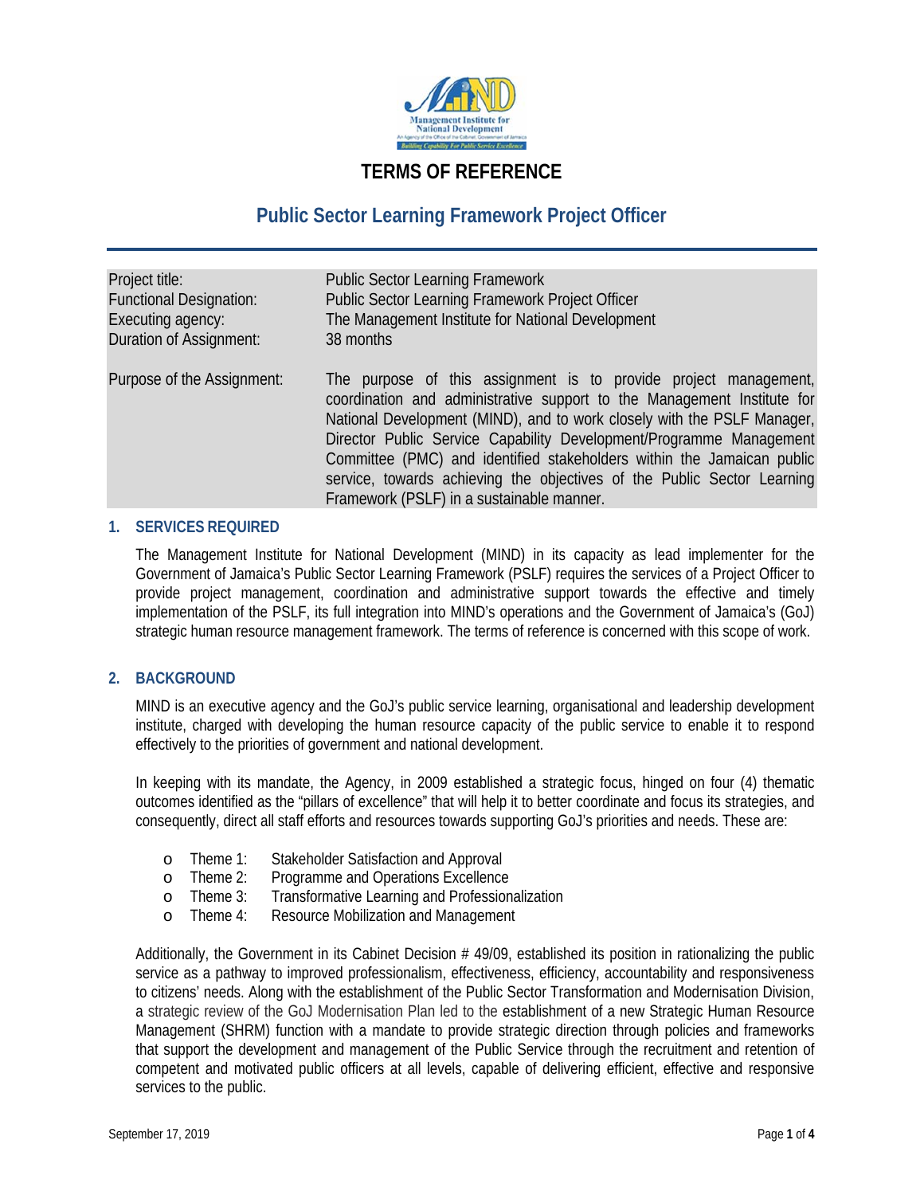# TERMS OF REFERENCE

## Public Sector Learning Framework Project Officer

| | |
|---|---|
| Project title: | Public Sector Learning Framework |
| Functional Designation: | Public Sector Learning Framework Project Officer |
| Executing agency: | The Management Institute for National Development |
| Duration of Assignment: | 38 months |
| Purpose of the Assignment: | The purpose of this assignment is to provide project management, coordination and administrative support to the Management Institute for National Development (MIND), and to work closely with the PSLF Manager, Director Public Service Capability Development/Programme Management Committee (PMC) and identified stakeholders within the Jamaican public service, towards achieving the objectives of the Public Sector Learning Framework (PSLF) in a sustainable manner. |

### 1. SERVICES REQUIRED

The Management Institute for National Development (MIND) in its capacity as lead implementer for the Government of Jamaica's Public Sector Learning Framework (PSLF) requires the services of a Project Officer to provide project management, coordination and administrative support towards the effective and timely implementation of the PSLF, its full integration into MIND's operations and the Government of Jamaica's (GoJ) strategic human resource management framework. The terms of reference is concerned with this scope of work.

### 2. BACKGROUND

MIND is an executive agency and the GoJ's public service learning, organisational and leadership development institute, charged with developing the human resource capacity of the public service to enable it to respond effectively to the priorities of government and national development.

In keeping with its mandate, the Agency, in 2009 established a strategic focus, hinged on four (4) thematic outcomes identified as the "pillars of excellence" that will help it to better coordinate and focus its strategies, and consequently, direct all staff efforts and resources towards supporting GoJ's priorities and needs. These are:

- Theme 1: Stakeholder Satisfaction and Approval
- Theme 2: Programme and Operations Excellence
- Theme 3: Transformative Learning and Professionalization
- Theme 4: Resource Mobilization and Management

Additionally, the Government in its Cabinet Decision # 49/09, established its position in rationalizing the public service as a pathway to improved professionalism, effectiveness, efficiency, accountability and responsiveness to citizens' needs. Along with the establishment of the Public Sector Transformation and Modernisation Division, a strategic review of the GoJ Modernisation Plan led to the establishment of a new Strategic Human Resource Management (SHRM) function with a mandate to provide strategic direction through policies and frameworks that support the development and management of the Public Service through the recruitment and retention of competent and motivated public officers at all levels, capable of delivering efficient, effective and responsive services to the public.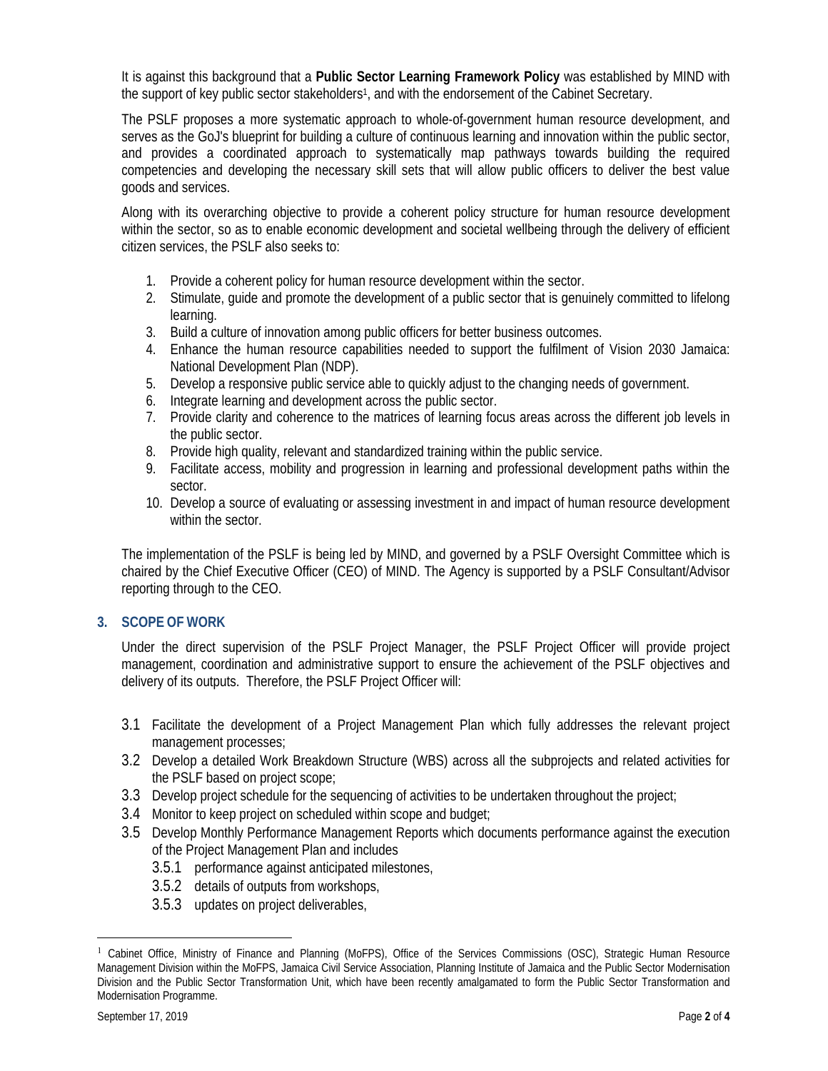It is against this background that a **Public Sector Learning Framework Policy** was established by MIND with the support of key public sector stakeholders[1], and with the endorsement of the Cabinet Secretary.

The PSLF proposes a more systematic approach to whole-of-government human resource development, and serves as the GoJ's blueprint for building a culture of continuous learning and innovation within the public sector, and provides a coordinated approach to systematically map pathways towards building the required competencies and developing the necessary skill sets that will allow public officers to deliver the best value goods and services.

Along with its overarching objective to provide a coherent policy structure for human resource development within the sector, so as to enable economic development and societal wellbeing through the delivery of efficient citizen services, the PSLF also seeks to:

1. Provide a coherent policy for human resource development within the sector.
2. Stimulate, guide and promote the development of a public sector that is genuinely committed to lifelong learning.
3. Build a culture of innovation among public officers for better business outcomes.
4. Enhance the human resource capabilities needed to support the fulfilment of Vision 2030 Jamaica: National Development Plan (NDP).
5. Develop a responsive public service able to quickly adjust to the changing needs of government.
6. Integrate learning and development across the public sector.
7. Provide clarity and coherence to the matrices of learning focus areas across the different job levels in the public sector.
8. Provide high quality, relevant and standardized training within the public service.
9. Facilitate access, mobility and progression in learning and professional development paths within the sector.
10. Develop a source of evaluating or assessing investment in and impact of human resource development within the sector.

The implementation of the PSLF is being led by MIND, and governed by a PSLF Oversight Committee which is chaired by the Chief Executive Officer (CEO) of MIND. The Agency is supported by a PSLF Consultant/Advisor reporting through to the CEO.

## 3. SCOPE OF WORK

Under the direct supervision of the PSLF Project Manager, the PSLF Project Officer will provide project management, coordination and administrative support to ensure the achievement of the PSLF objectives and delivery of its outputs. Therefore, the PSLF Project Officer will:

3.1 Facilitate the development of a Project Management Plan which fully addresses the relevant project management processes;

3.2 Develop a detailed Work Breakdown Structure (WBS) across all the subprojects and related activities for the PSLF based on project scope;

3.3 Develop project schedule for the sequencing of activities to be undertaken throughout the project;

3.4 Monitor to keep project on scheduled within scope and budget;

3.5 Develop Monthly Performance Management Reports which documents performance against the execution of the Project Management Plan and includes

- 3.5.1 performance against anticipated milestones,
- 3.5.2 details of outputs from workshops,
- 3.5.3 updates on project deliverables,

---

[1] Cabinet Office, Ministry of Finance and Planning (MoFPS), Office of the Services Commissions (OSC), Strategic Human Resource Management Division within the MoFPS, Jamaica Civil Service Association, Planning Institute of Jamaica and the Public Sector Modernisation Division and the Public Sector Transformation Unit, which have been recently amalgamated to form the Public Sector Transformation and Modernisation Programme.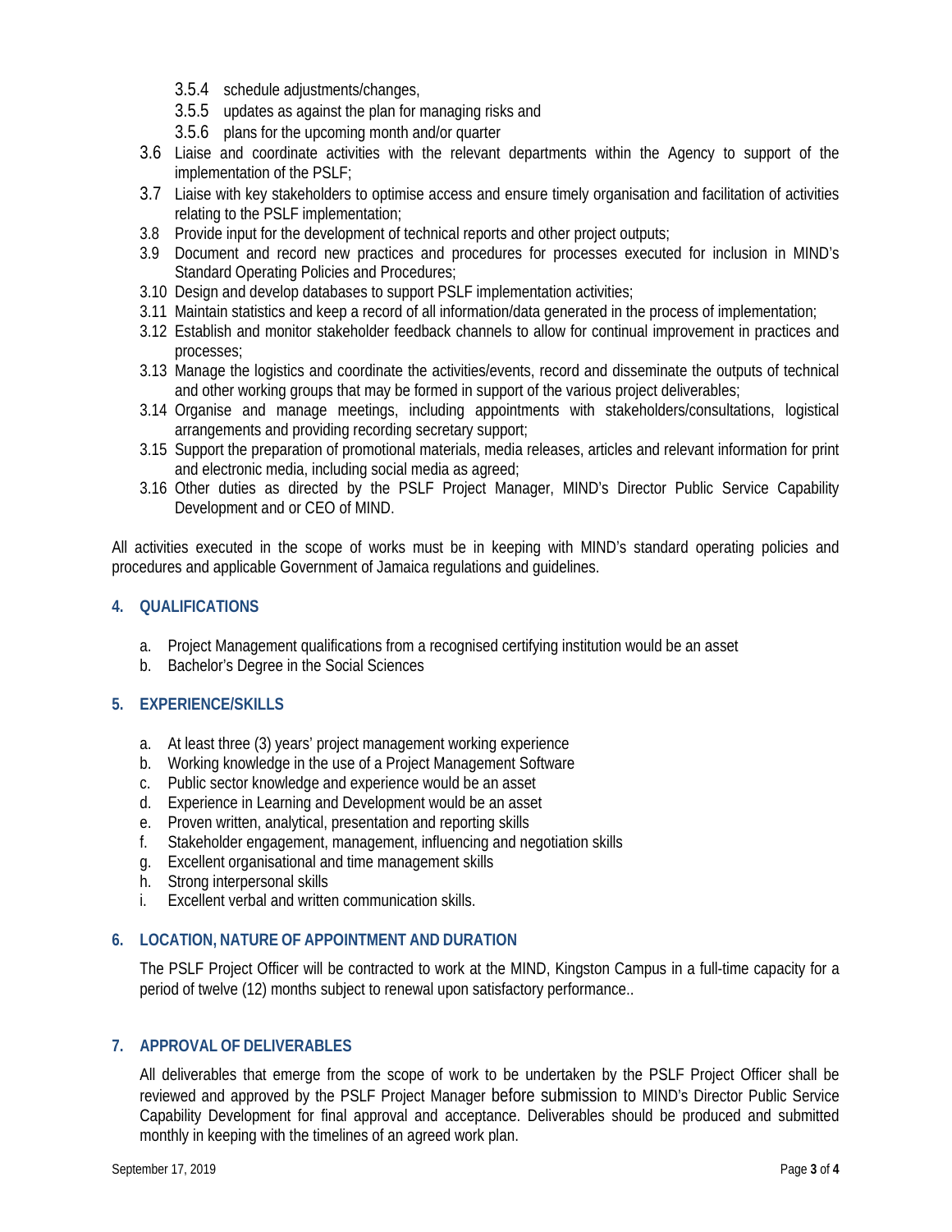3.5.4 schedule adjustments/changes,
   3.5.5 updates as against the plan for managing risks and
   3.5.6 plans for the upcoming month and/or quarter

3.6 Liaise and coordinate activities with the relevant departments within the Agency to support of the implementation of the PSLF;

3.7 Liaise with key stakeholders to optimise access and ensure timely organisation and facilitation of activities relating to the PSLF implementation;

3.8 Provide input for the development of technical reports and other project outputs;

3.9 Document and record new practices and procedures for processes executed for inclusion in MIND's Standard Operating Policies and Procedures;

3.10 Design and develop databases to support PSLF implementation activities;

3.11 Maintain statistics and keep a record of all information/data generated in the process of implementation;

3.12 Establish and monitor stakeholder feedback channels to allow for continual improvement in practices and processes;

3.13 Manage the logistics and coordinate the activities/events, record and disseminate the outputs of technical and other working groups that may be formed in support of the various project deliverables;

3.14 Organise and manage meetings, including appointments with stakeholders/consultations, logistical arrangements and providing recording secretary support;

3.15 Support the preparation of promotional materials, media releases, articles and relevant information for print and electronic media, including social media as agreed;

3.16 Other duties as directed by the PSLF Project Manager, MIND's Director Public Service Capability Development and or CEO of MIND.

All activities executed in the scope of works must be in keeping with MIND's standard operating policies and procedures and applicable Government of Jamaica regulations and guidelines.

## 4. QUALIFICATIONS

a. Project Management qualifications from a recognised certifying institution would be an asset
b. Bachelor's Degree in the Social Sciences

## 5. EXPERIENCE/SKILLS

a. At least three (3) years' project management working experience
b. Working knowledge in the use of a Project Management Software
c. Public sector knowledge and experience would be an asset
d. Experience in Learning and Development would be an asset
e. Proven written, analytical, presentation and reporting skills
f. Stakeholder engagement, management, influencing and negotiation skills
g. Excellent organisational and time management skills
h. Strong interpersonal skills
i. Excellent verbal and written communication skills.

## 6. LOCATION, NATURE OF APPOINTMENT AND DURATION

The PSLF Project Officer will be contracted to work at the MIND, Kingston Campus in a full-time capacity for a period of twelve (12) months subject to renewal upon satisfactory performance..

## 7. APPROVAL OF DELIVERABLES

All deliverables that emerge from the scope of work to be undertaken by the PSLF Project Officer shall be reviewed and approved by the PSLF Project Manager before submission to MIND's Director Public Service Capability Development for final approval and acceptance. Deliverables should be produced and submitted monthly in keeping with the timelines of an agreed work plan.

September 17, 2019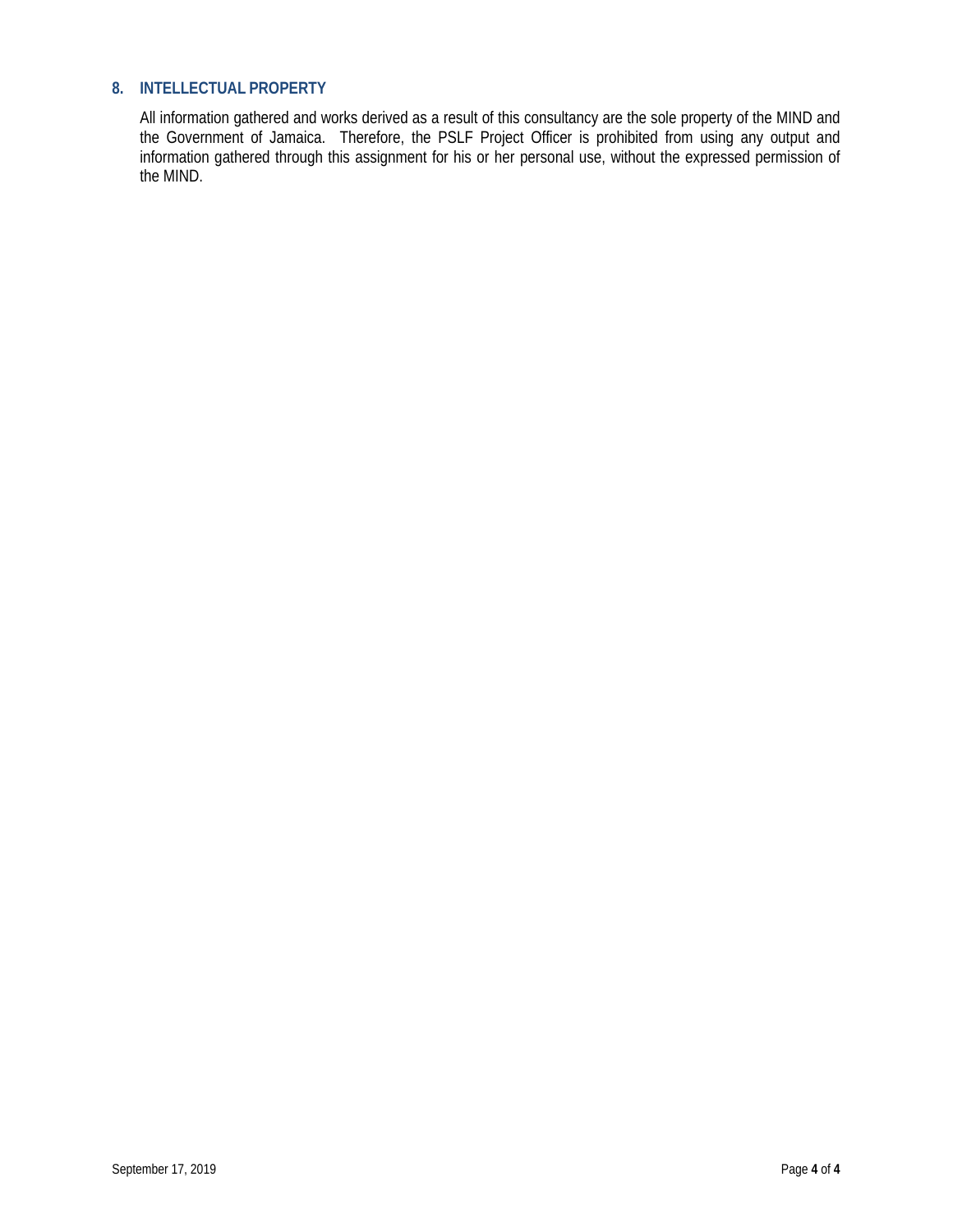## 8. INTELLECTUAL PROPERTY

All information gathered and works derived as a result of this consultancy are the sole property of the MIND and the Government of Jamaica. Therefore, the PSLF Project Officer is prohibited from using any output and information gathered through this assignment for his or her personal use, without the expressed permission of the MIND.